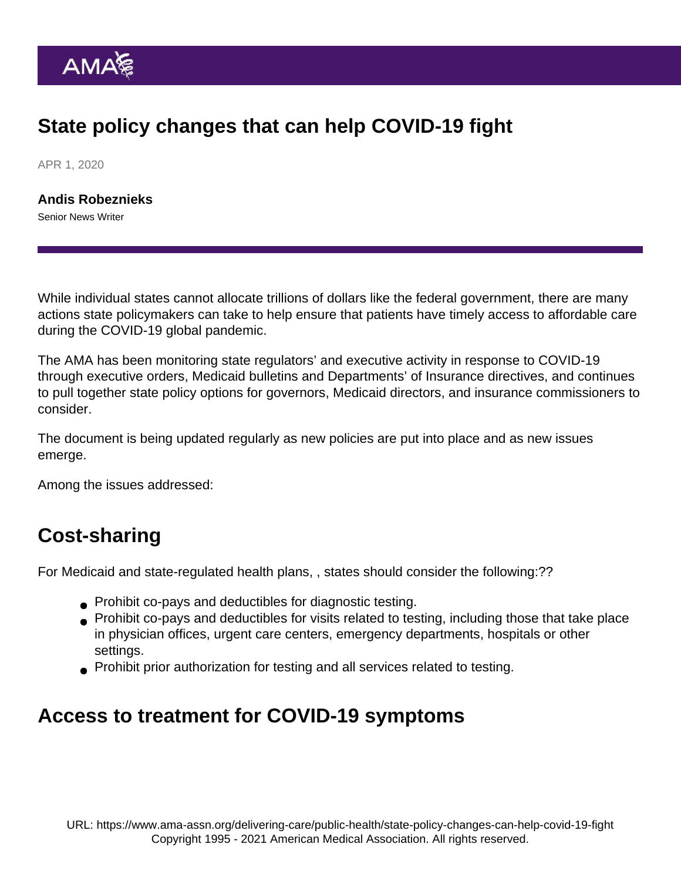# State policy changes that can help COVID-19 fight

APR 1, 2020

**Andis Robeznieks**
Senior News Writer

While individual states cannot allocate trillions of dollars like the federal government, there are many actions state policymakers can take to help ensure that patients have timely access to affordable care during the COVID-19 global pandemic.

The AMA has been monitoring state regulators' and executive activity in response to COVID-19 through executive orders, Medicaid bulletins and Departments' of Insurance directives, and continues to pull together state policy options for governors, Medicaid directors, and insurance commissioners to consider.

The document is being updated regularly as new policies are put into place and as new issues emerge.

Among the issues addressed:

## Cost-sharing

For Medicaid and state-regulated health plans, , states should consider the following:??

- Prohibit co-pays and deductibles for diagnostic testing.
- Prohibit co-pays and deductibles for visits related to testing, including those that take place in physician offices, urgent care centers, emergency departments, hospitals or other settings.
- Prohibit prior authorization for testing and all services related to testing.

## Access to treatment for COVID-19 symptoms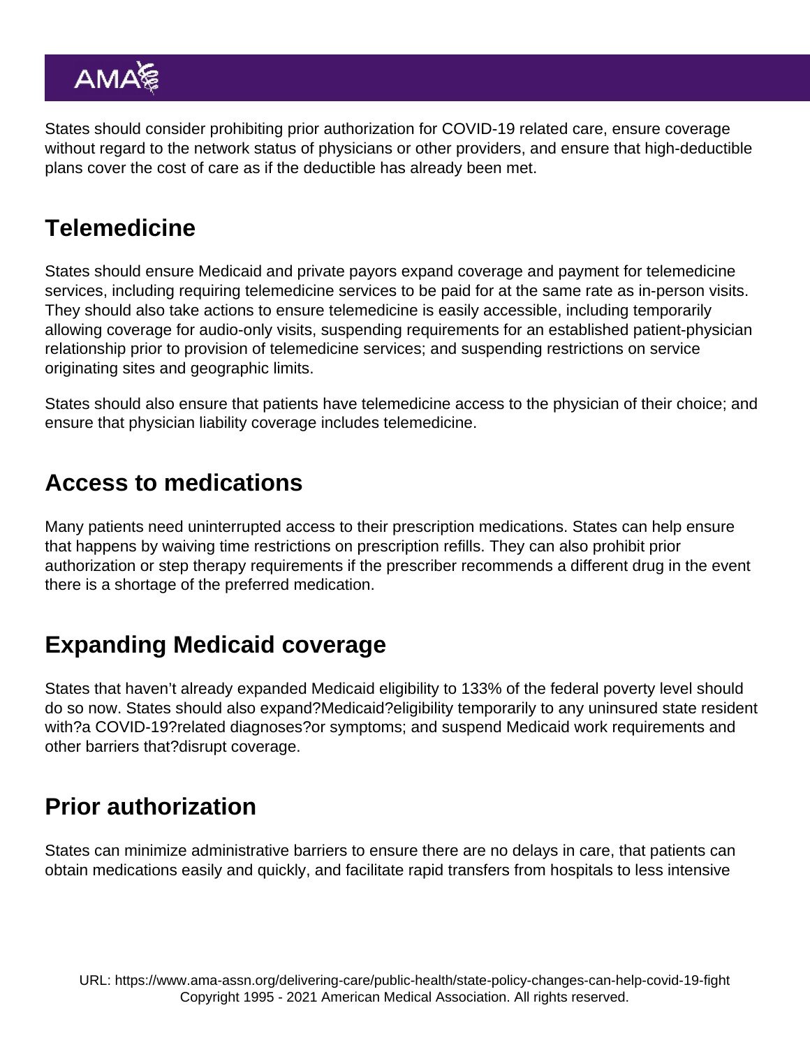States should consider prohibiting prior authorization for COVID-19 related care, ensure coverage without regard to the network status of physicians or other providers, and ensure that high-deductible plans cover the cost of care as if the deductible has already been met.

## Telemedicine

States should ensure Medicaid and private payors expand coverage and payment for telemedicine services, including requiring telemedicine services to be paid for at the same rate as in-person visits. They should also take actions to ensure telemedicine is easily accessible, including temporarily allowing coverage for audio-only visits, suspending requirements for an established patient-physician relationship prior to provision of telemedicine services; and suspending restrictions on service originating sites and geographic limits.

States should also ensure that patients have telemedicine access to the physician of their choice; and ensure that physician liability coverage includes telemedicine.

## Access to medications

Many patients need uninterrupted access to their prescription medications. States can help ensure that happens by waiving time restrictions on prescription refills. They can also prohibit prior authorization or step therapy requirements if the prescriber recommends a different drug in the event there is a shortage of the preferred medication.

## Expanding Medicaid coverage

States that haven't already expanded Medicaid eligibility to 133% of the federal poverty level should do so now. States should also expand?Medicaid?eligibility temporarily to any uninsured state resident with?a COVID-19?related diagnoses?or symptoms; and suspend Medicaid work requirements and other barriers that?disrupt coverage.

## Prior authorization

States can minimize administrative barriers to ensure there are no delays in care, that patients can obtain medications easily and quickly, and facilitate rapid transfers from hospitals to less intensive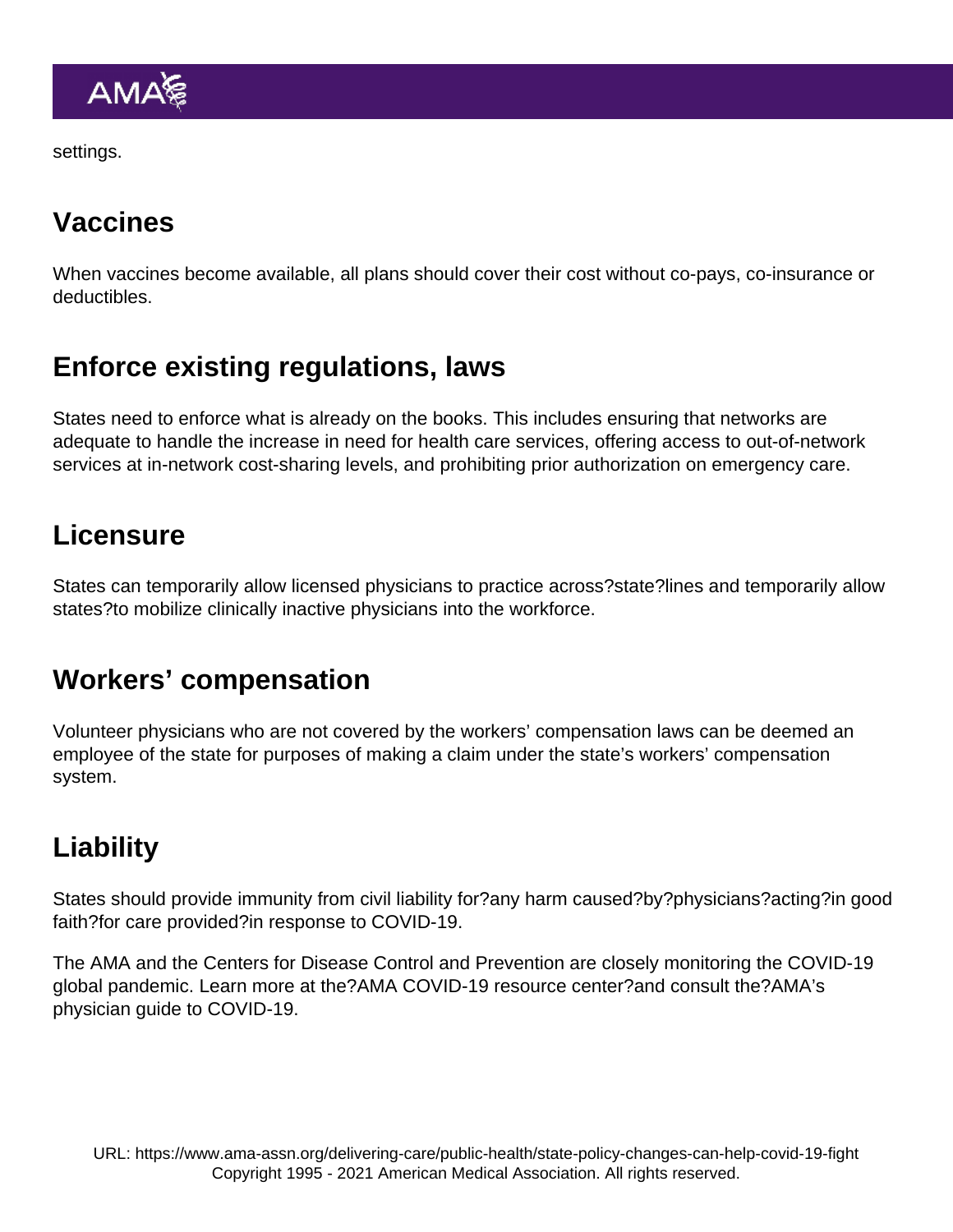settings.

## Vaccines

When vaccines become available, all plans should cover their cost without co-pays, co-insurance or deductibles.

## Enforce existing regulations, laws

States need to enforce what is already on the books. This includes ensuring that networks are adequate to handle the increase in need for health care services, offering access to out-of-network services at in-network cost-sharing levels, and prohibiting prior authorization on emergency care.

## Licensure

States can temporarily allow licensed physicians to practice across?state?lines and temporarily allow states?to mobilize clinically inactive physicians into the workforce.

## Workers' compensation

Volunteer physicians who are not covered by the workers' compensation laws can be deemed an employee of the state for purposes of making a claim under the state's workers' compensation system.

## Liability

States should provide immunity from civil liability for?any harm caused?by?physicians?acting?in good faith?for care provided?in response to COVID-19.

The AMA and the Centers for Disease Control and Prevention are closely monitoring the COVID-19 global pandemic. Learn more at the?AMA COVID-19 resource center?and consult the?AMA's physician guide to COVID-19.